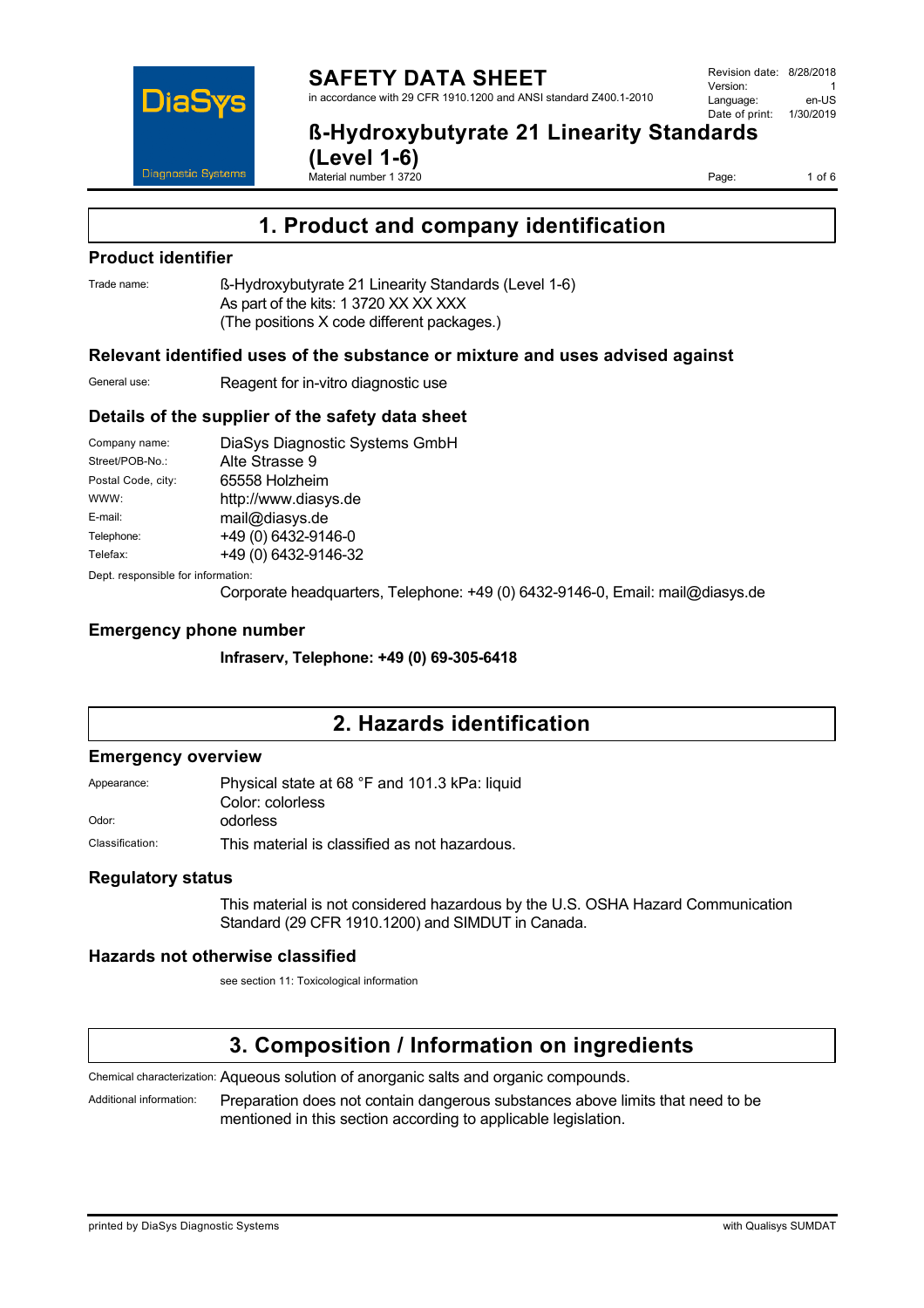# SAFETY DATA SHEET

in accordance with 29 CFR 1910.1200 and ANSI standard Z400.1-2010

Revision date: 8/28/2018
Version: 1
Language: en-US
Date of print: 1/30/2019

## ß-Hydroxybutyrate 21 Linearity Standards (Level 1-6)

Material number 1 3720

# 1. Product and company identification

## Product identifier

Trade name: ß-Hydroxybutyrate 21 Linearity Standards (Level 1-6)
As part of the kits: 1 3720 XX XX XXX
(The positions X code different packages.)

## Relevant identified uses of the substance or mixture and uses advised against

General use: Reagent for in-vitro diagnostic use

## Details of the supplier of the safety data sheet

Company name: DiaSys Diagnostic Systems GmbH
Street/POB-No.: Alte Strasse 9
Postal Code, city: 65558 Holzheim
WWW: http://www.diasys.de
E-mail: mail@diasys.de
Telephone: +49 (0) 6432-9146-0
Telefax: +49 (0) 6432-9146-32

Dept. responsible for information:
Corporate headquarters, Telephone: +49 (0) 6432-9146-0, Email: mail@diasys.de

## Emergency phone number

**Infraserv, Telephone: +49 (0) 69-305-6418**

# 2. Hazards identification

## Emergency overview

Appearance: Physical state at 68 °F and 101.3 kPa: liquid
Color: colorless
Odor: odorless
Classification: This material is classified as not hazardous.

## Regulatory status

This material is not considered hazardous by the U.S. OSHA Hazard Communication Standard (29 CFR 1910.1200) and SIMDUT in Canada.

## Hazards not otherwise classified

see section 11: Toxicological information

# 3. Composition / Information on ingredients

Chemical characterization: Aqueous solution of anorganic salts and organic compounds.

Additional information: Preparation does not contain dangerous substances above limits that need to be mentioned in this section according to applicable legislation.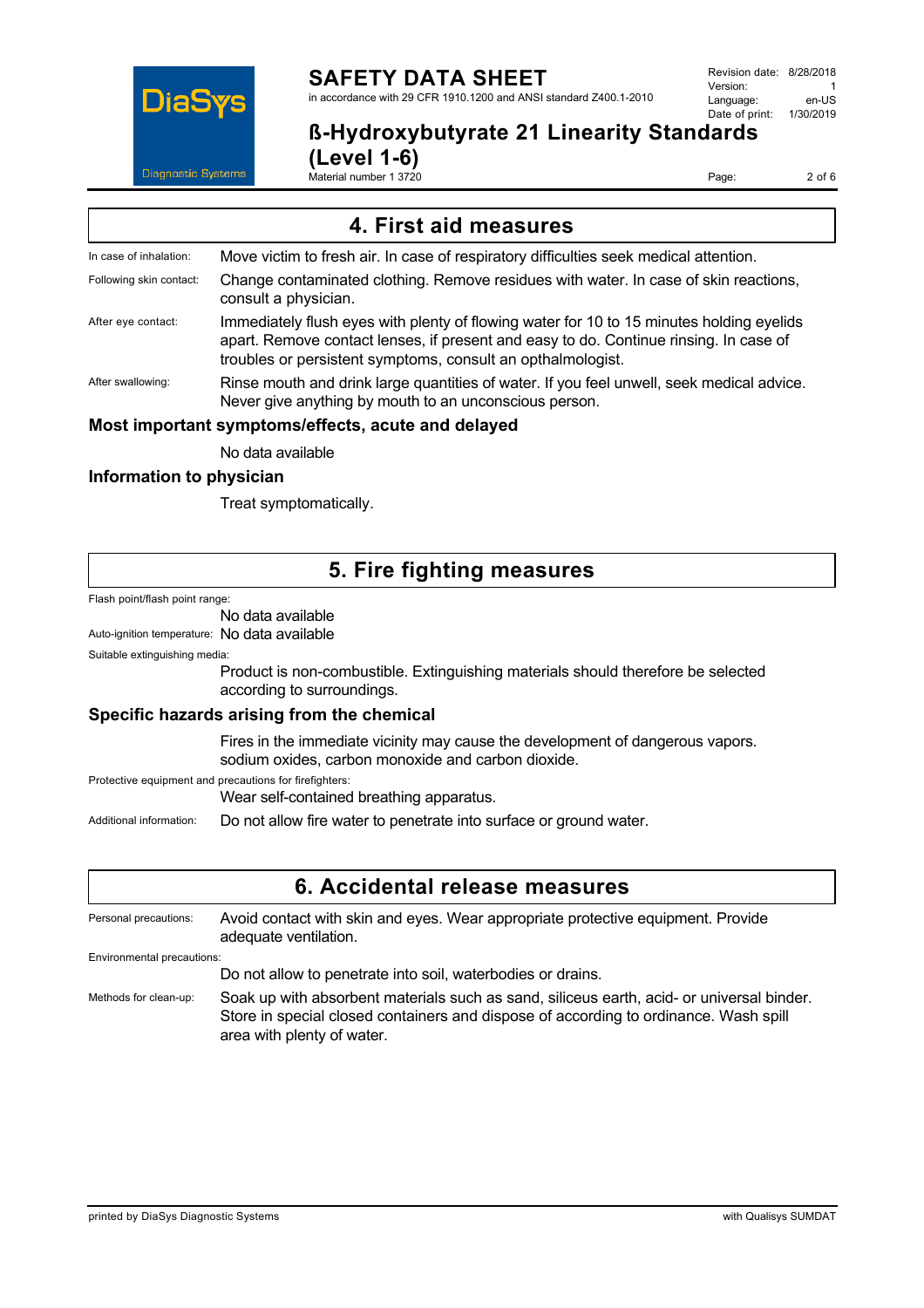## 4. First aid measures

In case of inhalation: Move victim to fresh air. In case of respiratory difficulties seek medical attention.

Following skin contact: Change contaminated clothing. Remove residues with water. In case of skin reactions, consult a physician.

After eye contact: Immediately flush eyes with plenty of flowing water for 10 to 15 minutes holding eyelids apart. Remove contact lenses, if present and easy to do. Continue rinsing. In case of troubles or persistent symptoms, consult an opthalmologist.

After swallowing: Rinse mouth and drink large quantities of water. If you feel unwell, seek medical advice. Never give anything by mouth to an unconscious person.

### Most important symptoms/effects, acute and delayed

No data available

### Information to physician

Treat symptomatically.

## 5. Fire fighting measures

Flash point/flash point range:

No data available

Auto-ignition temperature: No data available

Suitable extinguishing media:

Product is non-combustible. Extinguishing materials should therefore be selected according to surroundings.

### Specific hazards arising from the chemical

Fires in the immediate vicinity may cause the development of dangerous vapors. sodium oxides, carbon monoxide and carbon dioxide.

Protective equipment and precautions for firefighters:

Wear self-contained breathing apparatus.

Additional information: Do not allow fire water to penetrate into surface or ground water.

## 6. Accidental release measures

Personal precautions: Avoid contact with skin and eyes. Wear appropriate protective equipment. Provide adequate ventilation.

Environmental precautions:

Do not allow to penetrate into soil, waterbodies or drains.

Methods for clean-up: Soak up with absorbent materials such as sand, siliceus earth, acid- or universal binder. Store in special closed containers and dispose of according to ordinance. Wash spill area with plenty of water.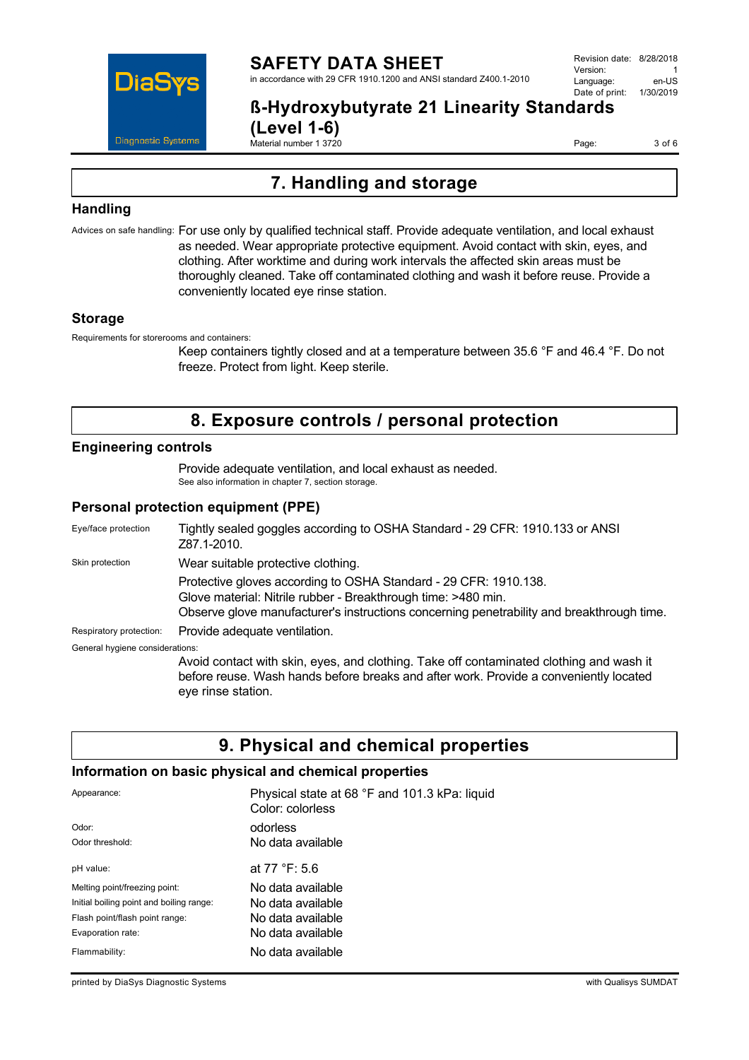# 7. Handling and storage

## Handling

Advices on safe handling: For use only by qualified technical staff. Provide adequate ventilation, and local exhaust as needed. Wear appropriate protective equipment. Avoid contact with skin, eyes, and clothing. After worktime and during work intervals the affected skin areas must be thoroughly cleaned. Take off contaminated clothing and wash it before reuse. Provide a conveniently located eye rinse station.

## Storage

Requirements for storerooms and containers:

Keep containers tightly closed and at a temperature between 35.6 °F and 46.4 °F. Do not freeze. Protect from light. Keep sterile.

# 8. Exposure controls / personal protection

## Engineering controls

Provide adequate ventilation, and local exhaust as needed.
See also information in chapter 7, section storage.

## Personal protection equipment (PPE)

Eye/face protection: Tightly sealed goggles according to OSHA Standard - 29 CFR: 1910.133 or ANSI Z87.1-2010.

Skin protection: Wear suitable protective clothing.

Protective gloves according to OSHA Standard - 29 CFR: 1910.138.
Glove material: Nitrile rubber - Breakthrough time: >480 min.
Observe glove manufacturer's instructions concerning penetrability and breakthrough time.

Respiratory protection: Provide adequate ventilation.

General hygiene considerations:

Avoid contact with skin, eyes, and clothing. Take off contaminated clothing and wash it before reuse. Wash hands before breaks and after work. Provide a conveniently located eye rinse station.

# 9. Physical and chemical properties

## Information on basic physical and chemical properties

| Property | Value |
|---|---|
| Appearance: | Physical state at 68 °F and 101.3 kPa: liquid<br>Color: colorless |
| Odor: | odorless |
| Odor threshold: | No data available |
| pH value: | at 77 °F: 5.6 |
| Melting point/freezing point: | No data available |
| Initial boiling point and boiling range: | No data available |
| Flash point/flash point range: | No data available |
| Evaporation rate: | No data available |
| Flammability: | No data available |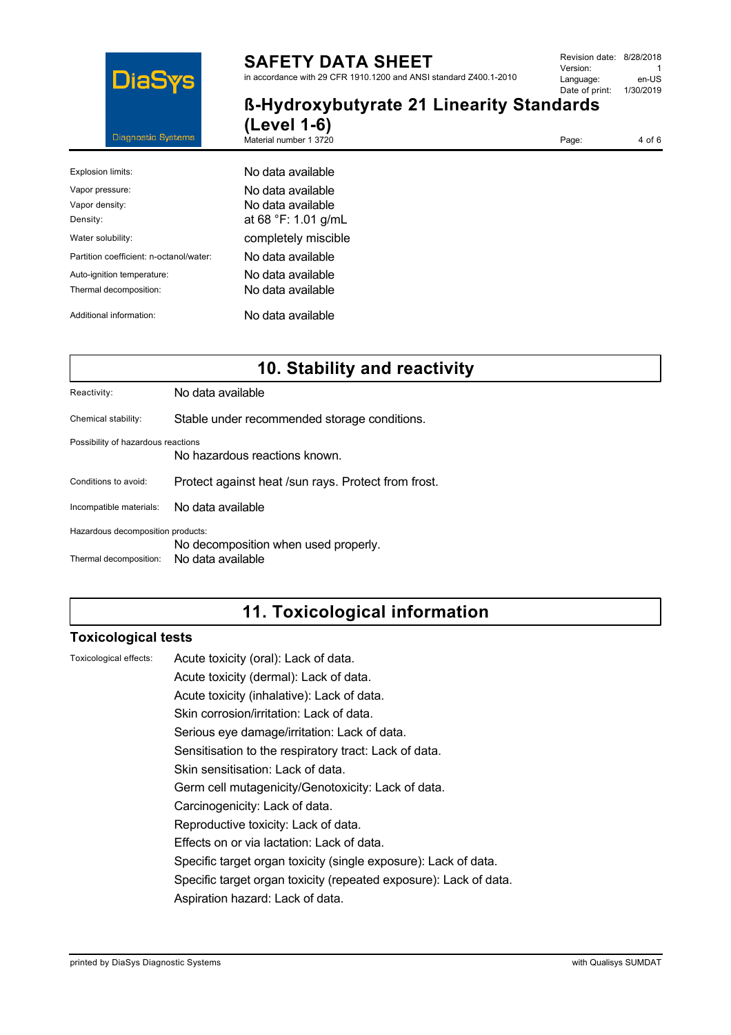| | |
|---|---|
| Explosion limits: | No data available |
| Vapor pressure: | No data available |
| Vapor density: | No data available |
| Density: | at 68 °F: 1.01 g/mL |
| Water solubility: | completely miscible |
| Partition coefficient: n-octanol/water: | No data available |
| Auto-ignition temperature: | No data available |
| Thermal decomposition: | No data available |
| Additional information: | No data available |

## 10. Stability and reactivity

| | |
|---|---|
| Reactivity: | No data available |
| Chemical stability: | Stable under recommended storage conditions. |
| Possibility of hazardous reactions | No hazardous reactions known. |
| Conditions to avoid: | Protect against heat /sun rays. Protect from frost. |
| Incompatible materials: | No data available |
| Hazardous decomposition products: | No decomposition when used properly. |
| Thermal decomposition: | No data available |

## 11. Toxicological information

### Toxicological tests

Toxicological effects:

Acute toxicity (oral): Lack of data.
Acute toxicity (dermal): Lack of data.
Acute toxicity (inhalative): Lack of data.
Skin corrosion/irritation: Lack of data.
Serious eye damage/irritation: Lack of data.
Sensitisation to the respiratory tract: Lack of data.
Skin sensitisation: Lack of data.
Germ cell mutagenicity/Genotoxicity: Lack of data.
Carcinogenicity: Lack of data.
Reproductive toxicity: Lack of data.
Effects on or via lactation: Lack of data.
Specific target organ toxicity (single exposure): Lack of data.
Specific target organ toxicity (repeated exposure): Lack of data.
Aspiration hazard: Lack of data.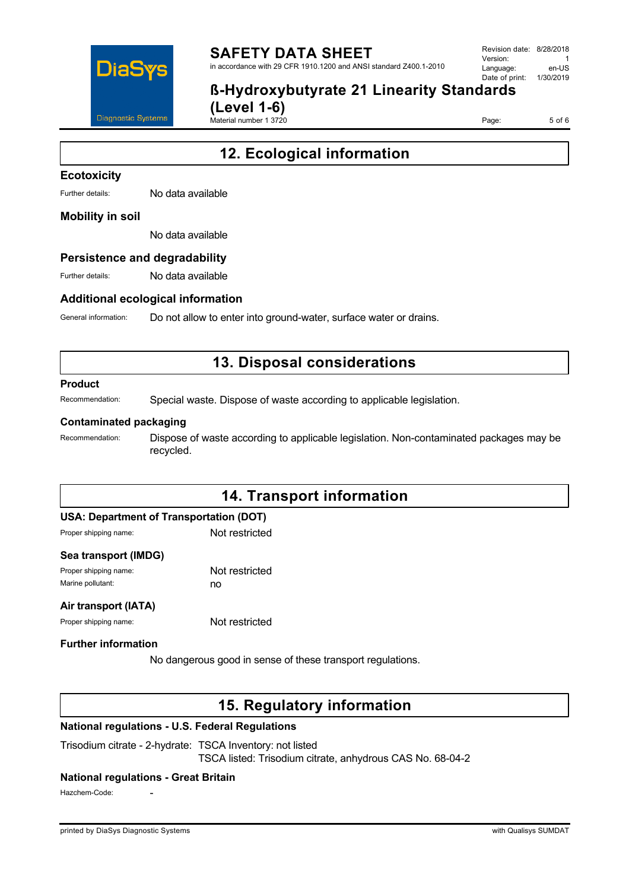## 12. Ecological information

### Ecotoxicity

Further details: No data available

### Mobility in soil

No data available

### Persistence and degradability

Further details: No data available

### Additional ecological information

General information: Do not allow to enter into ground-water, surface water or drains.

## 13. Disposal considerations

### Product

Recommendation: Special waste. Dispose of waste according to applicable legislation.

### Contaminated packaging

Recommendation: Dispose of waste according to applicable legislation. Non-contaminated packages may be recycled.

## 14. Transport information

### USA: Department of Transportation (DOT)

Proper shipping name: Not restricted

### Sea transport (IMDG)

Proper shipping name: Not restricted

Marine pollutant: no

### Air transport (IATA)

Proper shipping name: Not restricted

### Further information

No dangerous good in sense of these transport regulations.

## 15. Regulatory information

### National regulations - U.S. Federal Regulations

Trisodium citrate - 2-hydrate: TSCA Inventory: not listed
TSCA listed: Trisodium citrate, anhydrous CAS No. 68-04-2

### National regulations - Great Britain

Hazchem-Code: -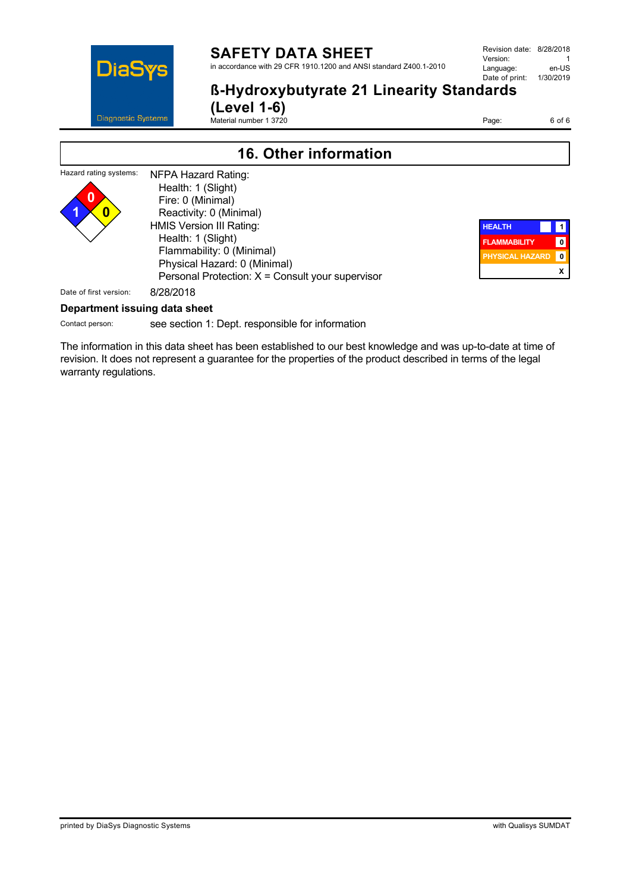## 16. Other information

Hazard rating systems:

NFPA Hazard Rating:
- Health: 1 (Slight)
- Fire: 0 (Minimal)
- Reactivity: 0 (Minimal)

HMIS Version III Rating:
- Health: 1 (Slight)
- Flammability: 0 (Minimal)
- Physical Hazard: 0 (Minimal)
- Personal Protection: X = Consult your supervisor

| | |
|---|---|
| HEALTH | 1 |
| FLAMMABILITY | 0 |
| PHYSICAL HAZARD | 0 |
| | X |

Date of first version: 8/28/2018

**Department issuing data sheet**

Contact person: see section 1: Dept. responsible for information

The information in this data sheet has been established to our best knowledge and was up-to-date at time of revision. It does not represent a guarantee for the properties of the product described in terms of the legal warranty regulations.